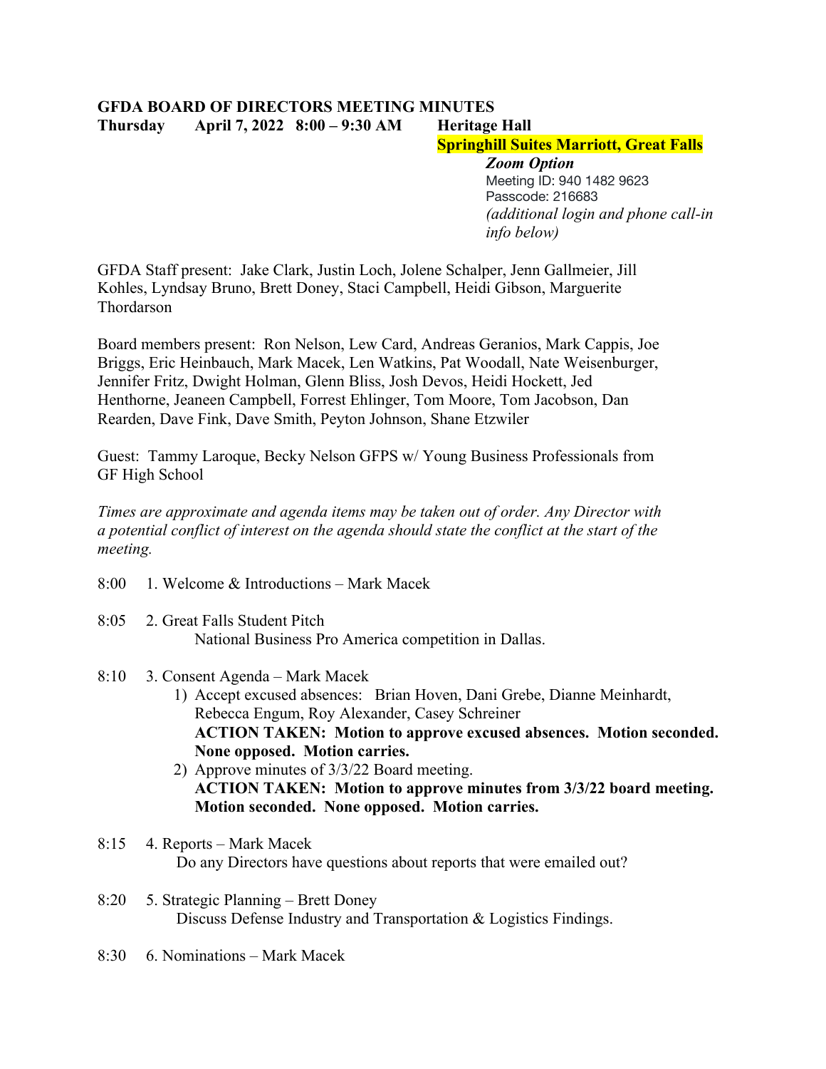**GFDA BOARD OF DIRECTORS MEETING MINUTES**

**Thursday April 7, 2022 8:00 – 9:30 AM Heritage Hall**

**Springhill Suites Marriott, Great Falls**

***Zoom Option***
Meeting ID: 940 1482 9623
Passcode: 216683
*(additional login and phone call-in info below)*

GFDA Staff present: Jake Clark, Justin Loch, Jolene Schalper, Jenn Gallmeier, Jill Kohles, Lyndsay Bruno, Brett Doney, Staci Campbell, Heidi Gibson, Marguerite Thordarson

Board members present: Ron Nelson, Lew Card, Andreas Geranios, Mark Cappis, Joe Briggs, Eric Heinbauch, Mark Macek, Len Watkins, Pat Woodall, Nate Weisenburger, Jennifer Fritz, Dwight Holman, Glenn Bliss, Josh Devos, Heidi Hockett, Jed Henthorne, Jeaneen Campbell, Forrest Ehlinger, Tom Moore, Tom Jacobson, Dan Rearden, Dave Fink, Dave Smith, Peyton Johnson, Shane Etzwiler

Guest: Tammy Laroque, Becky Nelson GFPS w/ Young Business Professionals from GF High School

*Times are approximate and agenda items may be taken out of order. Any Director with a potential conflict of interest on the agenda should state the conflict at the start of the meeting.*

8:00 1. Welcome & Introductions – Mark Macek

8:05 2. Great Falls Student Pitch
National Business Pro America competition in Dallas.

8:10 3. Consent Agenda – Mark Macek

1) Accept excused absences: Brian Hoven, Dani Grebe, Dianne Meinhardt, Rebecca Engum, Roy Alexander, Casey Schreiner
**ACTION TAKEN: Motion to approve excused absences. Motion seconded. None opposed. Motion carries.**
2) Approve minutes of 3/3/22 Board meeting.
**ACTION TAKEN: Motion to approve minutes from 3/3/22 board meeting. Motion seconded. None opposed. Motion carries.**

8:15 4. Reports – Mark Macek
Do any Directors have questions about reports that were emailed out?

8:20 5. Strategic Planning – Brett Doney
Discuss Defense Industry and Transportation & Logistics Findings.

8:30 6. Nominations – Mark Macek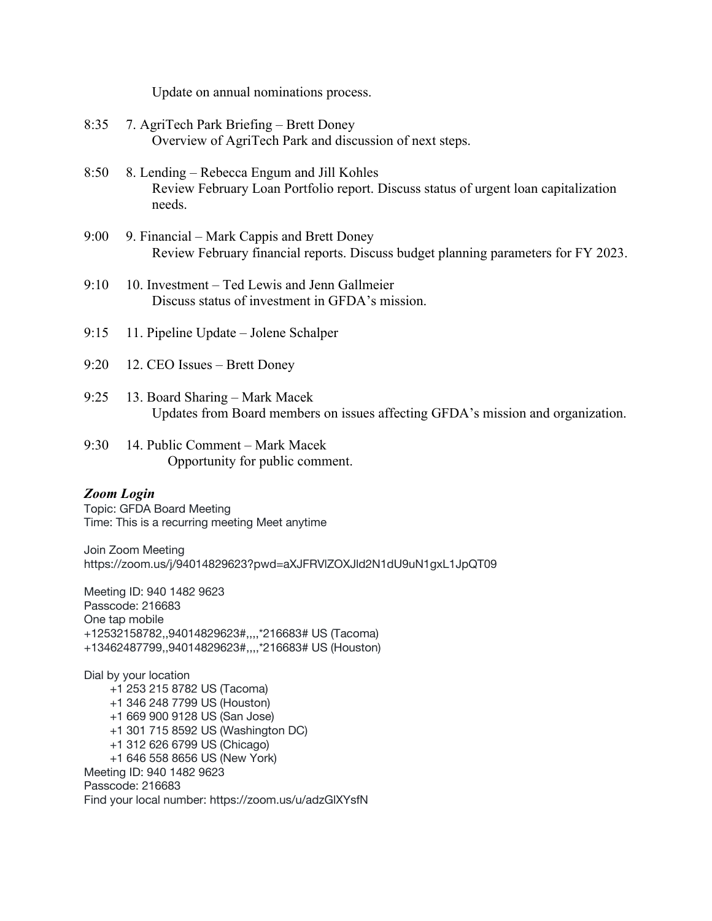Update on annual nominations process.

8:35 7. AgriTech Park Briefing – Brett Doney
Overview of AgriTech Park and discussion of next steps.

8:50 8. Lending – Rebecca Engum and Jill Kohles
Review February Loan Portfolio report. Discuss status of urgent loan capitalization needs.

9:00 9. Financial – Mark Cappis and Brett Doney
Review February financial reports. Discuss budget planning parameters for FY 2023.

9:10 10. Investment – Ted Lewis and Jenn Gallmeier
Discuss status of investment in GFDA's mission.

9:15 11. Pipeline Update – Jolene Schalper

9:20 12. CEO Issues – Brett Doney

9:25 13. Board Sharing – Mark Macek
Updates from Board members on issues affecting GFDA's mission and organization.

9:30 14. Public Comment – Mark Macek
Opportunity for public comment.

***Zoom Login***

Topic: GFDA Board Meeting
Time: This is a recurring meeting Meet anytime

Join Zoom Meeting
https://zoom.us/j/94014829623?pwd=aXJFRVlZOXJld2N1dU9uN1gxL1JpQT09

Meeting ID: 940 1482 9623
Passcode: 216683
One tap mobile
+12532158782,,94014829623#,,,,*216683# US (Tacoma)
+13462487799,,94014829623#,,,,*216683# US (Houston)

Dial by your location
+1 253 215 8782 US (Tacoma)
+1 346 248 7799 US (Houston)
+1 669 900 9128 US (San Jose)
+1 301 715 8592 US (Washington DC)
+1 312 626 6799 US (Chicago)
+1 646 558 8656 US (New York)
Meeting ID: 940 1482 9623
Passcode: 216683
Find your local number: https://zoom.us/u/adzGlXYsfN